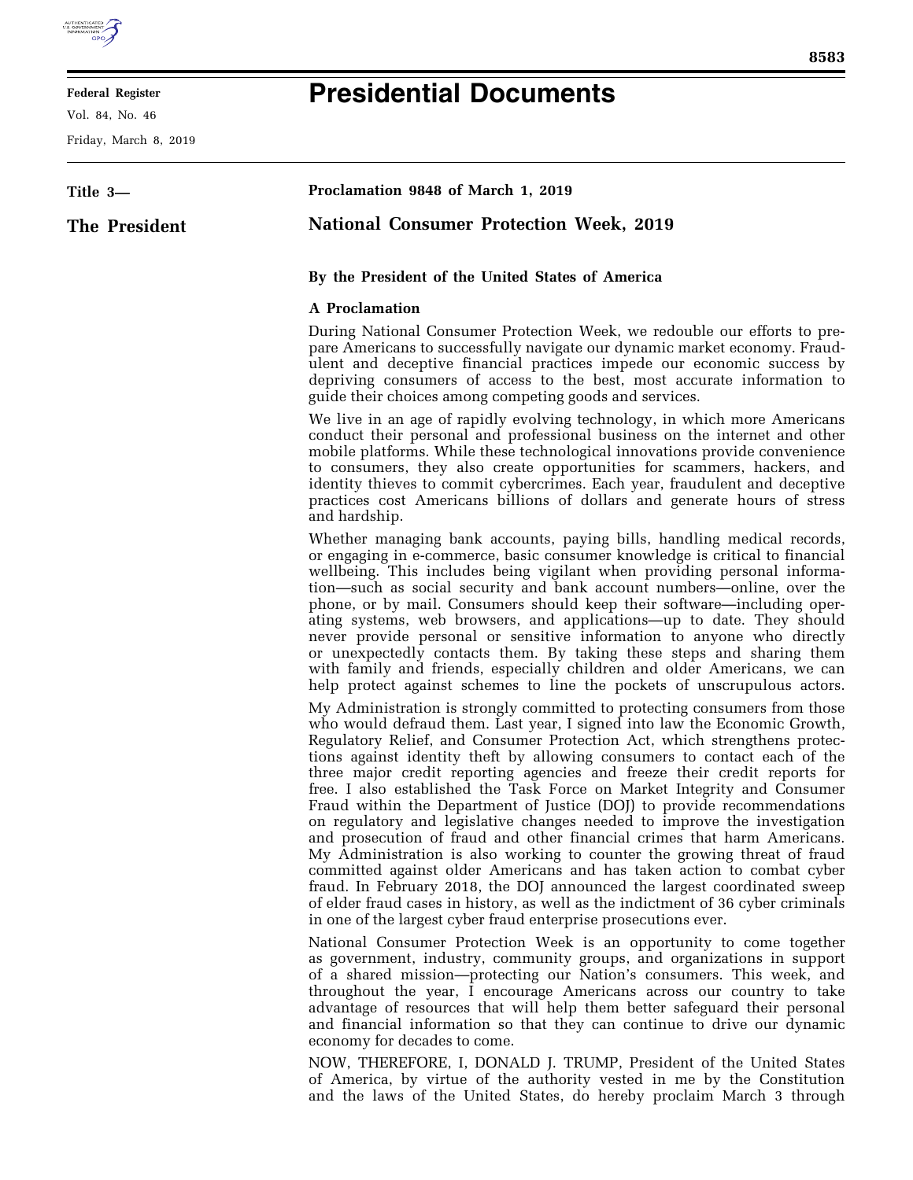**Federal Register**

Vol. 84, No. 46

Friday, March 8, 2019

# Presidential Documents

**Title 3—**

**The President**

## Proclamation 9848 of March 1, 2019

## National Consumer Protection Week, 2019

**By the President of the United States of America**

**A Proclamation**

During National Consumer Protection Week, we redouble our efforts to prepare Americans to successfully navigate our dynamic market economy. Fraudulent and deceptive financial practices impede our economic success by depriving consumers of access to the best, most accurate information to guide their choices among competing goods and services.

We live in an age of rapidly evolving technology, in which more Americans conduct their personal and professional business on the internet and other mobile platforms. While these technological innovations provide convenience to consumers, they also create opportunities for scammers, hackers, and identity thieves to commit cybercrimes. Each year, fraudulent and deceptive practices cost Americans billions of dollars and generate hours of stress and hardship.

Whether managing bank accounts, paying bills, handling medical records, or engaging in e-commerce, basic consumer knowledge is critical to financial wellbeing. This includes being vigilant when providing personal information—such as social security and bank account numbers—online, over the phone, or by mail. Consumers should keep their software—including operating systems, web browsers, and applications—up to date. They should never provide personal or sensitive information to anyone who directly or unexpectedly contacts them. By taking these steps and sharing them with family and friends, especially children and older Americans, we can help protect against schemes to line the pockets of unscrupulous actors.

My Administration is strongly committed to protecting consumers from those who would defraud them. Last year, I signed into law the Economic Growth, Regulatory Relief, and Consumer Protection Act, which strengthens protections against identity theft by allowing consumers to contact each of the three major credit reporting agencies and freeze their credit reports for free. I also established the Task Force on Market Integrity and Consumer Fraud within the Department of Justice (DOJ) to provide recommendations on regulatory and legislative changes needed to improve the investigation and prosecution of fraud and other financial crimes that harm Americans. My Administration is also working to counter the growing threat of fraud committed against older Americans and has taken action to combat cyber fraud. In February 2018, the DOJ announced the largest coordinated sweep of elder fraud cases in history, as well as the indictment of 36 cyber criminals in one of the largest cyber fraud enterprise prosecutions ever.

National Consumer Protection Week is an opportunity to come together as government, industry, community groups, and organizations in support of a shared mission—protecting our Nation's consumers. This week, and throughout the year, I encourage Americans across our country to take advantage of resources that will help them better safeguard their personal and financial information so that they can continue to drive our dynamic economy for decades to come.

NOW, THEREFORE, I, DONALD J. TRUMP, President of the United States of America, by virtue of the authority vested in me by the Constitution and the laws of the United States, do hereby proclaim March 3 through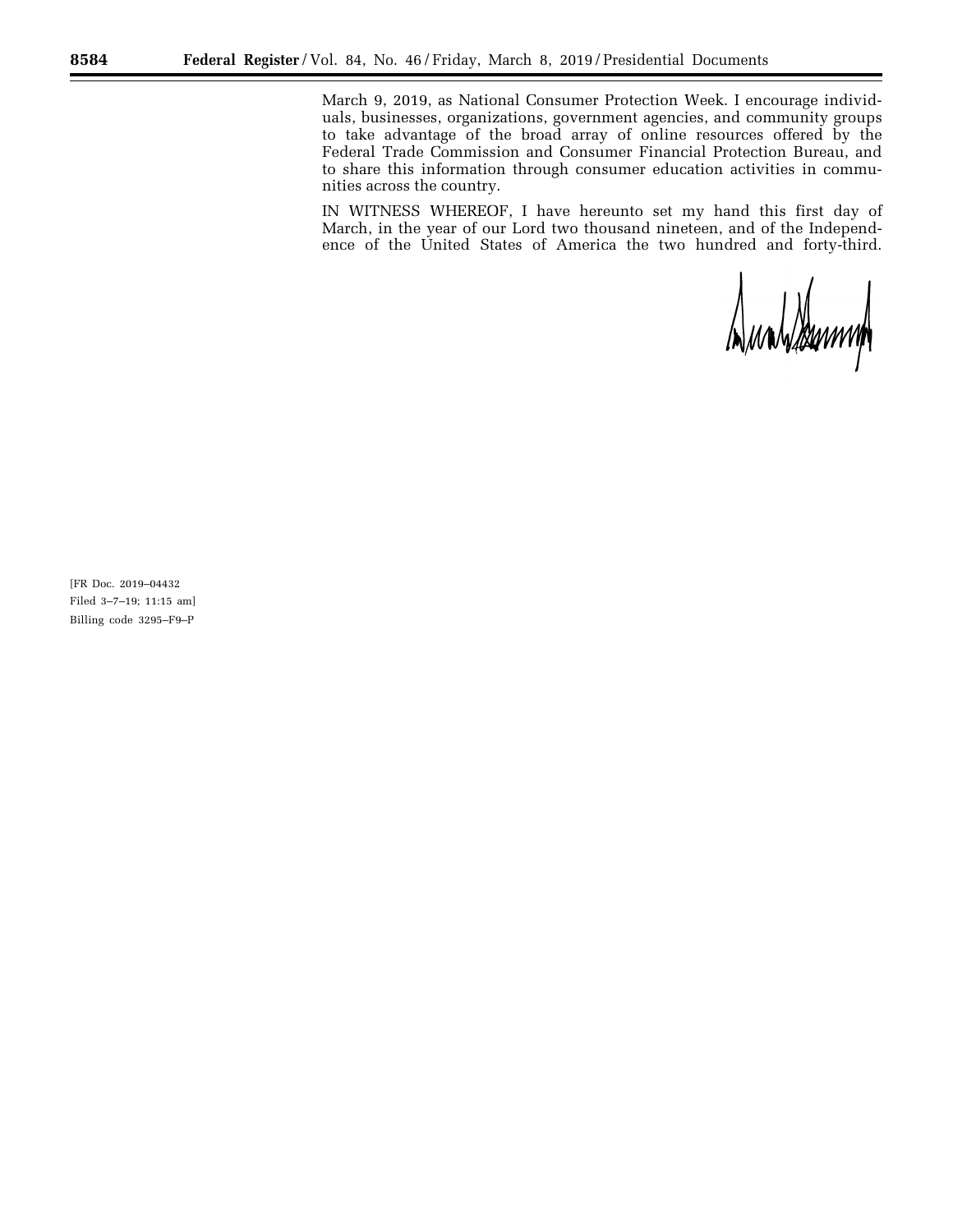March 9, 2019, as National Consumer Protection Week. I encourage individuals, businesses, organizations, government agencies, and community groups to take advantage of the broad array of online resources offered by the Federal Trade Commission and Consumer Financial Protection Bureau, and to share this information through consumer education activities in communities across the country.

IN WITNESS WHEREOF, I have hereunto set my hand this first day of March, in the year of our Lord two thousand nineteen, and of the Independence of the United States of America the two hundred and forty-third.

[FR Doc. 2019–04432
Filed 3–7–19; 11:15 am]
Billing code 3295–F9–P